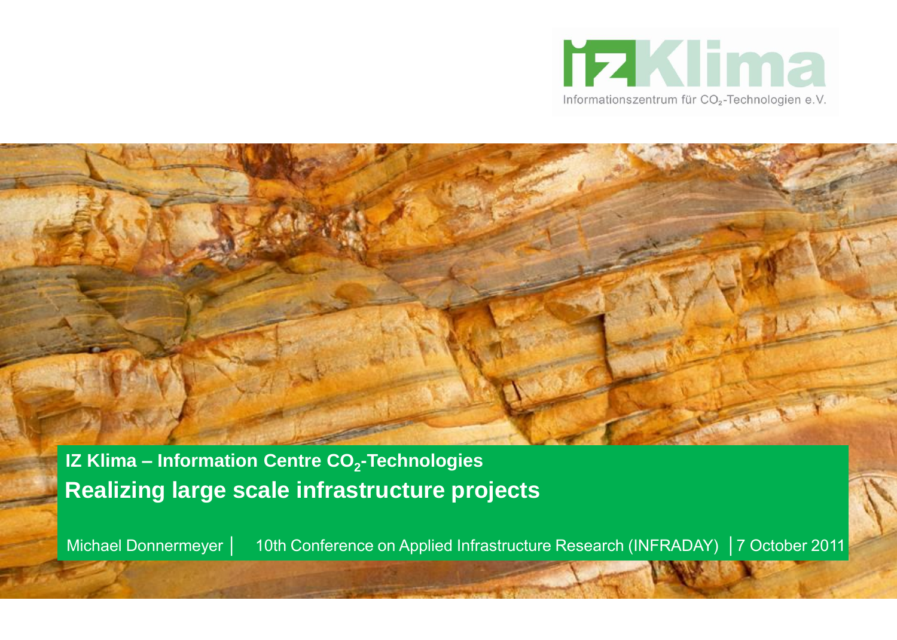izKlima

Informationszentrum für $CO_2$-Technologien e.V.

**IZ Klima – Information Centre $CO_2$-Technologies**

# Realizing large scale infrastructure projects

Michael Donnermeyer | 10th Conference on Applied Infrastructure Research (INFRADAY) | 7 October 2011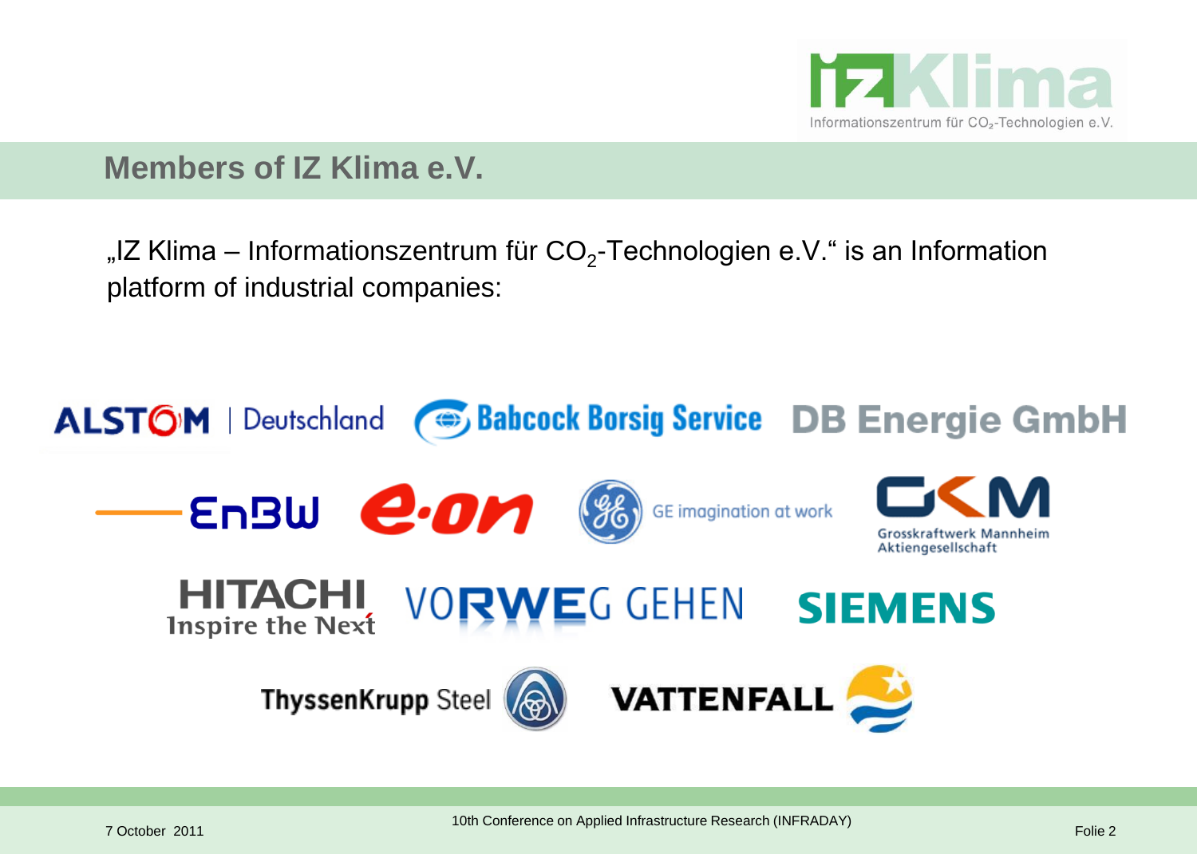## Members of IZ Klima e.V.

„IZ Klima – Informationszentrum für $CO_2$-Technologien e.V.“ is an Information platform of industrial companies:

ALSTOM | Deutschland

Babcock Borsig Service

DB Energie GmbH

EnBW

e.on

GE imagination at work

GKM Grosskraftwerk Mannheim Aktiengesellschaft

HITACHI Inspire the Next

VORWEG GEHEN

SIEMENS

ThyssenKrupp Steel

VATTENFALL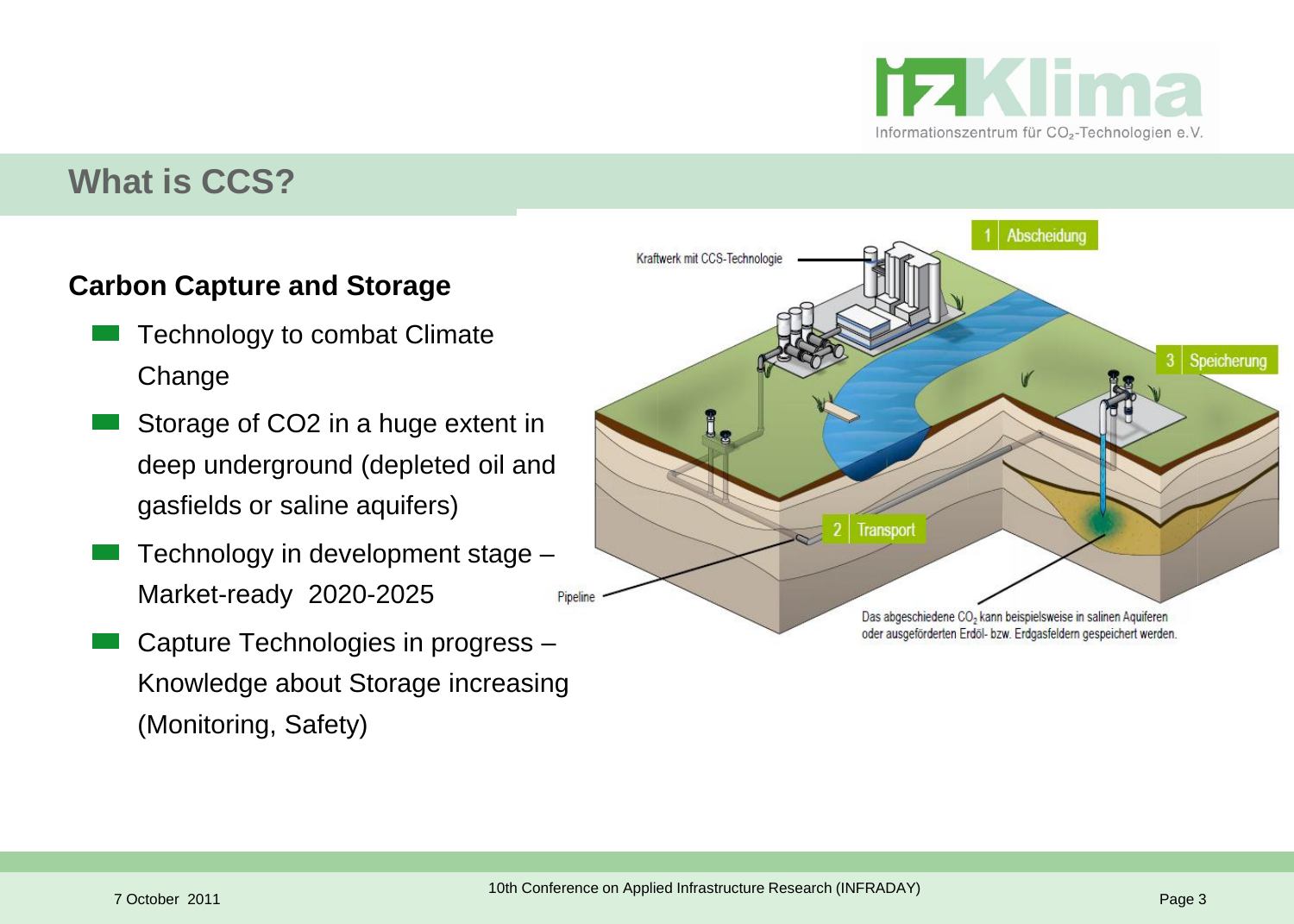# What is CCS?

## Carbon Capture and Storage

- Technology to combat Climate Change
- Storage of CO2 in a huge extent in deep underground (depleted oil and gasfields or saline aquifers)
- Technology in development stage – Market-ready 2020-2025
- Capture Technologies in progress – Knowledge about Storage increasing (Monitoring, Safety)

Kraftwerk mit CCS-Technologie

1 Abscheidung

2 Transport

3 Speicherung

Pipeline

Das abgeschiedene $CO_2$ kann beispielsweise in salinen Aquiferen oder ausgeförderten Erdöl- bzw. Erdgasfeldern gespeichert werden.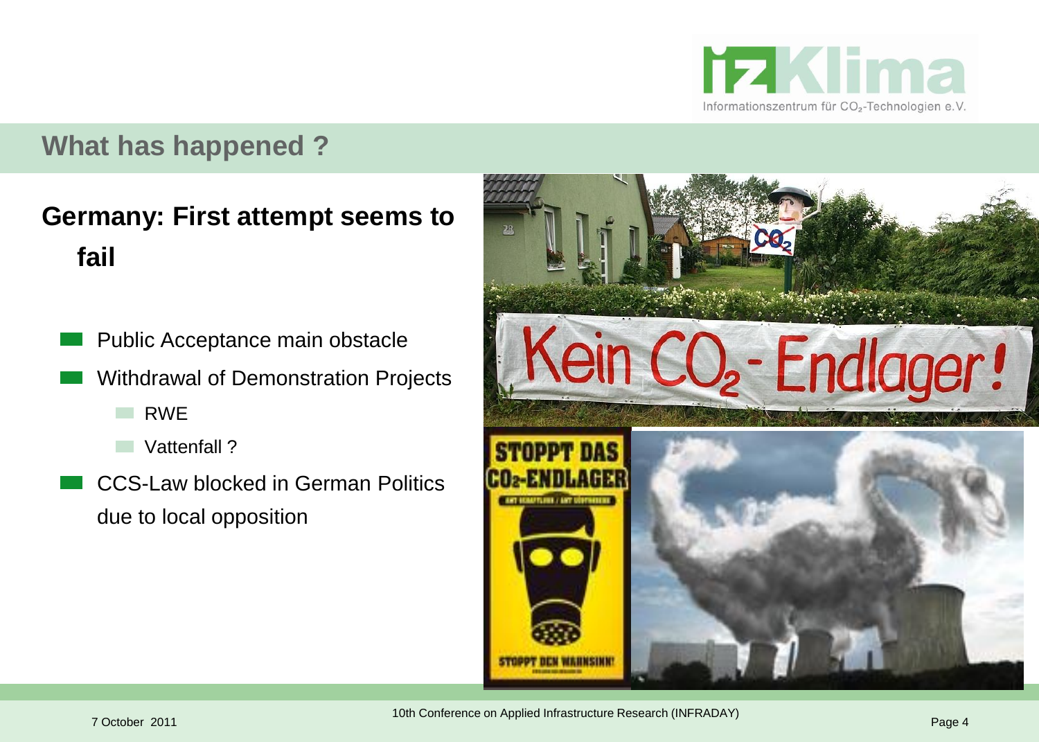## What has happened ?

### Germany: First attempt seems to fail

- Public Acceptance main obstacle
- Withdrawal of Demonstration Projects
  - RWE
  - Vattenfall ?
- CCS-Law blocked in German Politics due to local opposition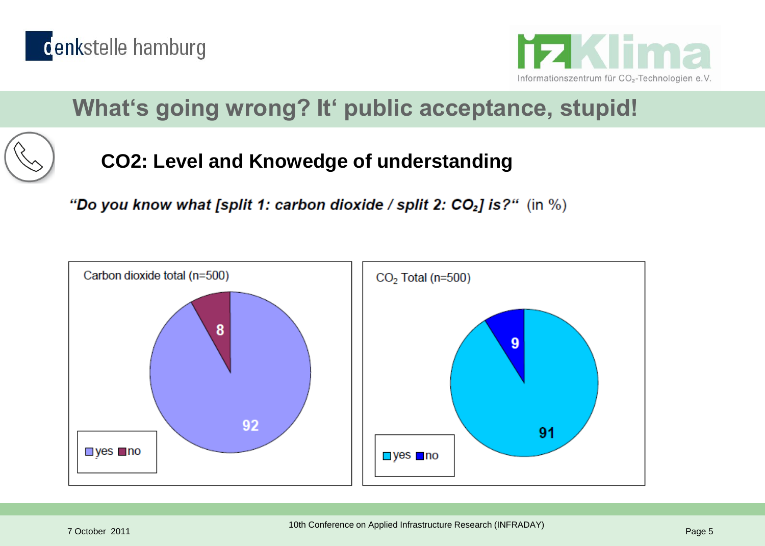## What‘s going wrong? It‘ public acceptance, stupid!

### CO2: Level and Knowedge of understanding

*“Do you know what [split 1: carbon dioxide / split 2: $CO_2$] is?“* (in %)

Carbon dioxide total (n=500)

8

92

yes no

$CO_2$ Total (n=500)

9

91

yes no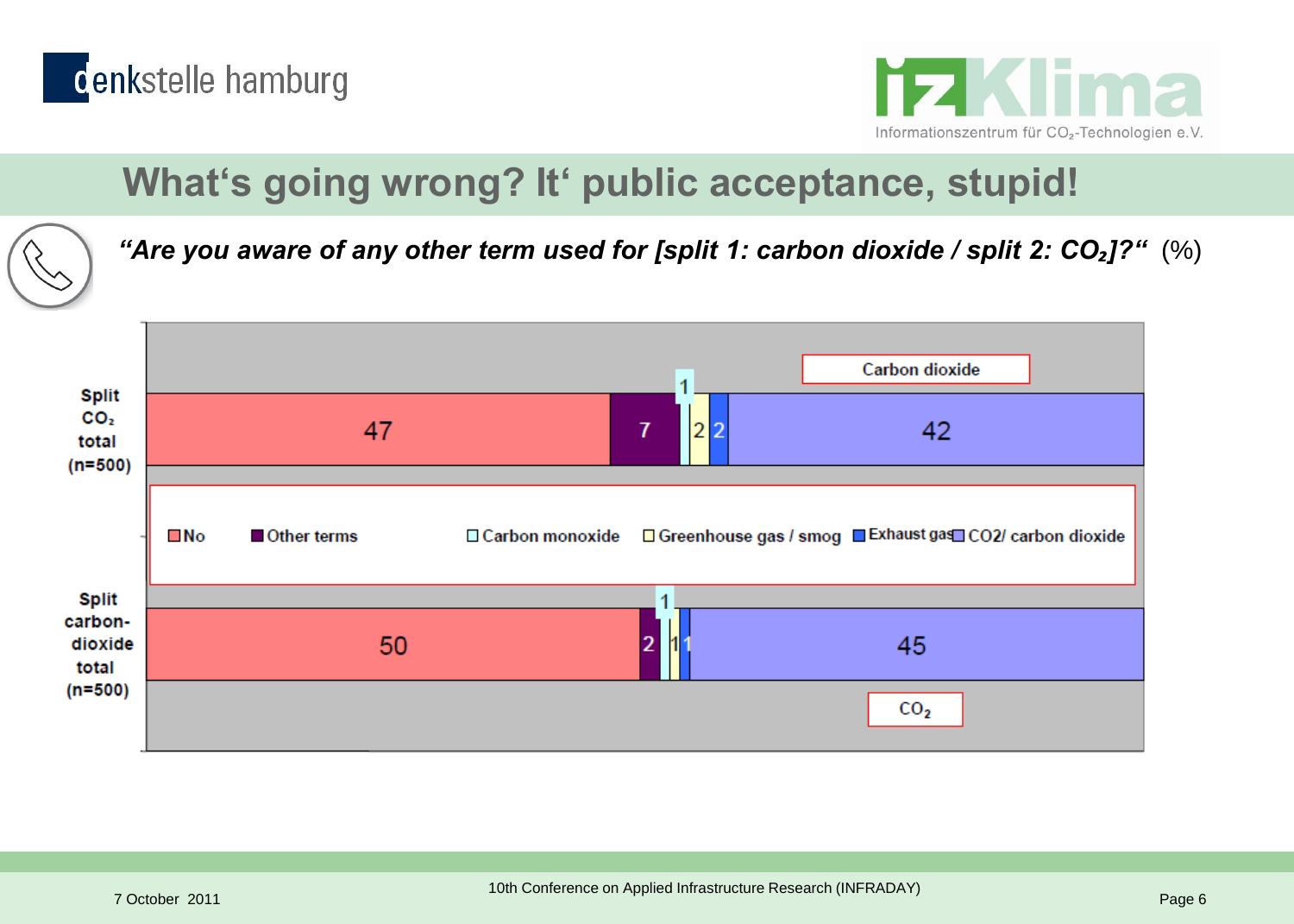## What‘s going wrong? It‘ public acceptance, stupid!

*“Are you aware of any other term used for [split 1: carbon dioxide / split 2: $CO_2$]?“* (%)

Carbon dioxide

Split $CO_2$ total (n=500)

47 7 1 2 2 42

No | Other terms | Carbon monoxide | Greenhouse gas / smog | Exhaust gas | CO2/ carbon dioxide

Split carbon-dioxide total (n=500)

50 2 1 1 1 45

$CO_2$

7 October 2011

10th Conference on Applied Infrastructure Research (INFRADAY)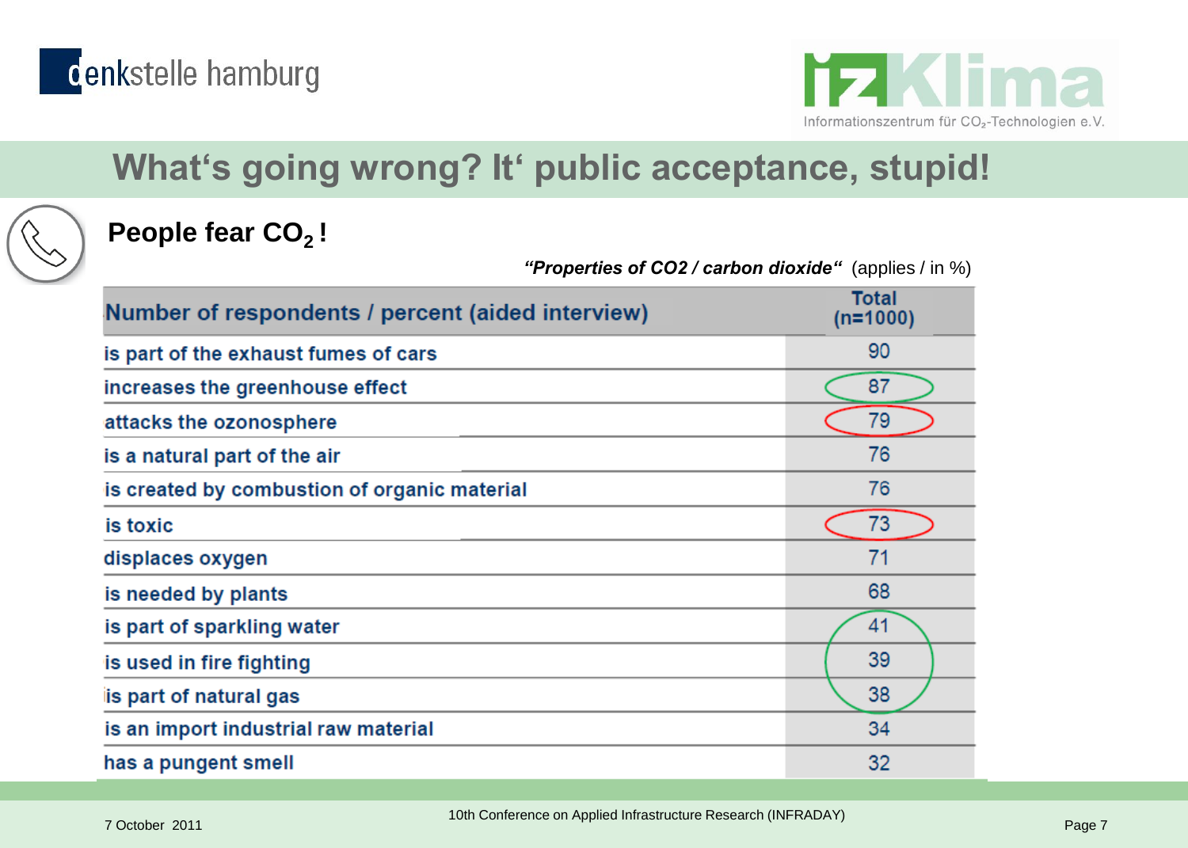# What's going wrong? It' public acceptance, stupid!

## People fear $CO_2$ !

***"Properties of CO2 / carbon dioxide"*** (applies / in %)

| Number of respondents / percent (aided interview) | Total (n=1000) |
|---|---|
| is part of the exhaust fumes of cars | 90 |
| increases the greenhouse effect | 87 |
| attacks the ozonosphere | 79 |
| is a natural part of the air | 76 |
| is created by combustion of organic material | 76 |
| is toxic | 73 |
| displaces oxygen | 71 |
| is needed by plants | 68 |
| is part of sparkling water | 41 |
| is used in fire fighting | 39 |
| is part of natural gas | 38 |
| is an import industrial raw material | 34 |
| has a pungent smell | 32 |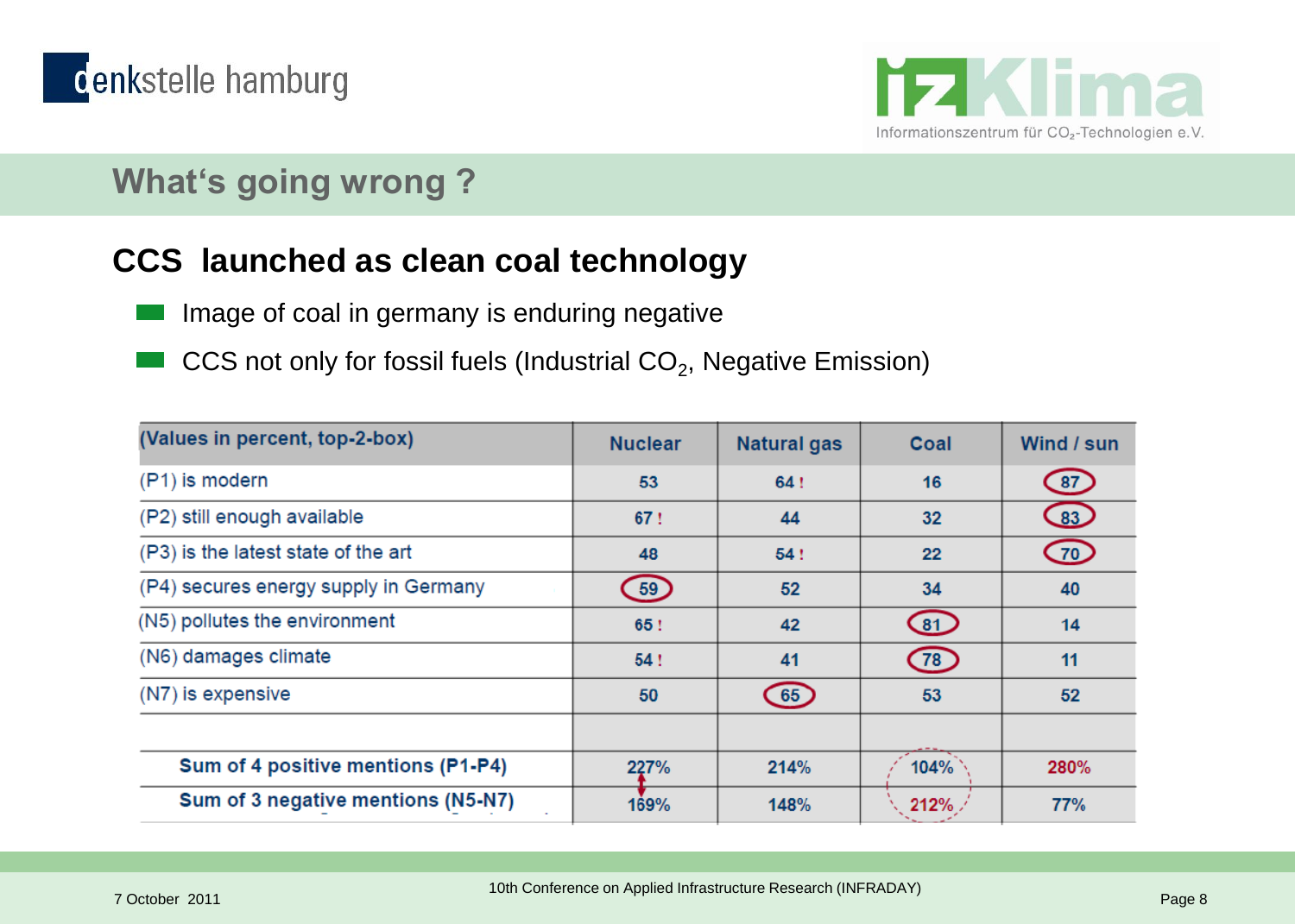## What's going wrong ?

### CCS launched as clean coal technology

- Image of coal in germany is enduring negative
- CCS not only for fossil fuels (Industrial $CO_2$, Negative Emission)

| (Values in percent, top-2-box) | Nuclear | Natural gas | Coal | Wind / sun |
|---|---|---|---|---|
| (P1) is modern | 53 | 64 ! | 16 | 87 |
| (P2) still enough available | 67 ! | 44 | 32 | 83 |
| (P3) is the latest state of the art | 48 | 54 ! | 22 | 70 |
| (P4) secures energy supply in Germany | 59 | 52 | 34 | 40 |
| (N5) pollutes the environment | 65 ! | 42 | 81 | 14 |
| (N6) damages climate | 54 ! | 41 | 78 | 11 |
| (N7) is expensive | 50 | 65 | 53 | 52 |
| | | | | |
| **Sum of 4 positive mentions (P1-P4)** | **227%** | **214%** | **104%** | **280%** |
| **Sum of 3 negative mentions (N5-N7)** | **169%** | **148%** | **212%** | **77%** |

7 October 2011

10th Conference on Applied Infrastructure Research (INFRADAY)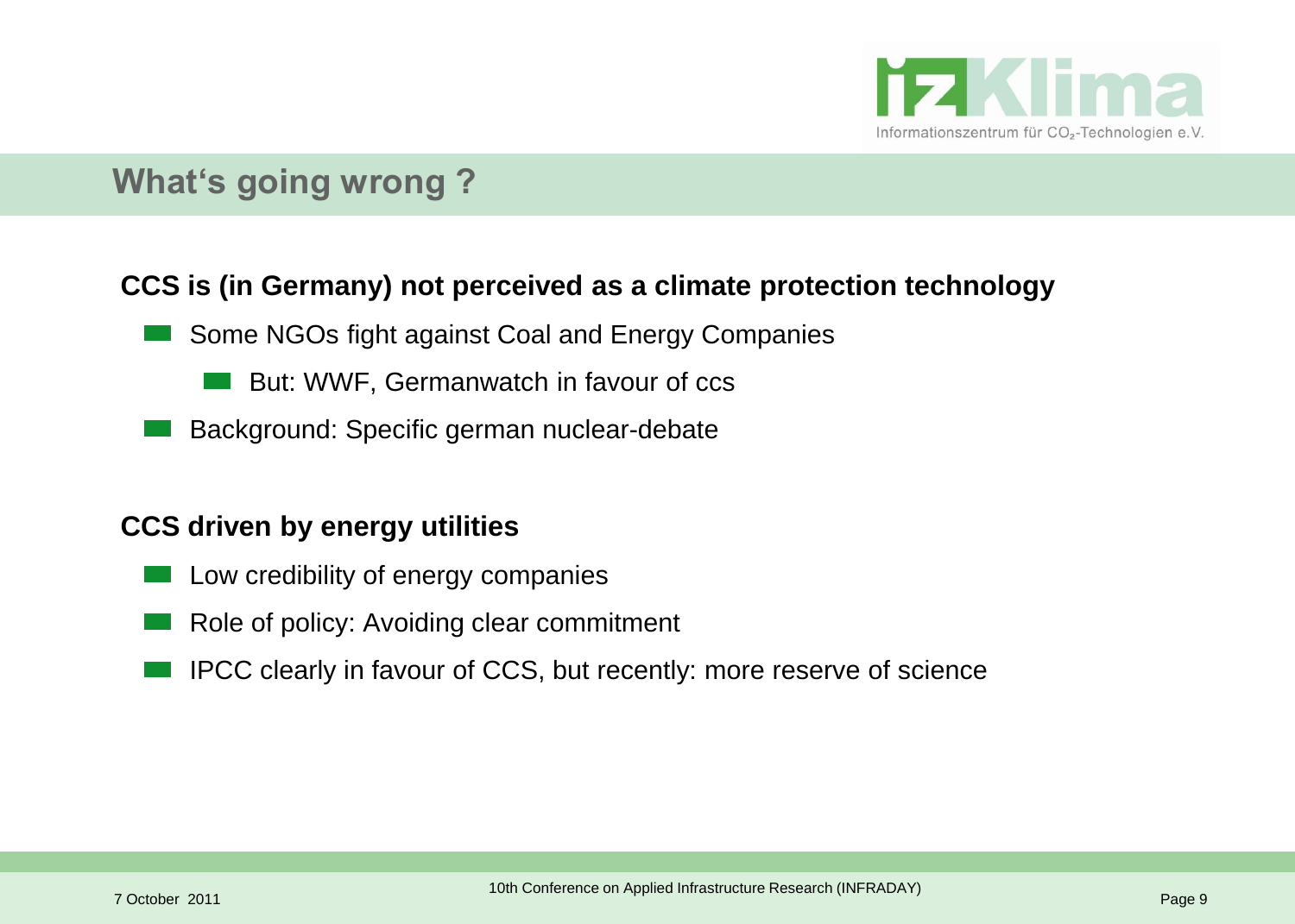## What‘s going wrong ?

**CCS is (in Germany) not perceived as a climate protection technology**

- Some NGOs fight against Coal and Energy Companies
  - But: WWF, Germanwatch in favour of ccs
- Background: Specific german nuclear-debate

**CCS driven by energy utilities**

- Low credibility of energy companies
- Role of policy: Avoiding clear commitment
- IPCC clearly in favour of CCS, but recently: more reserve of science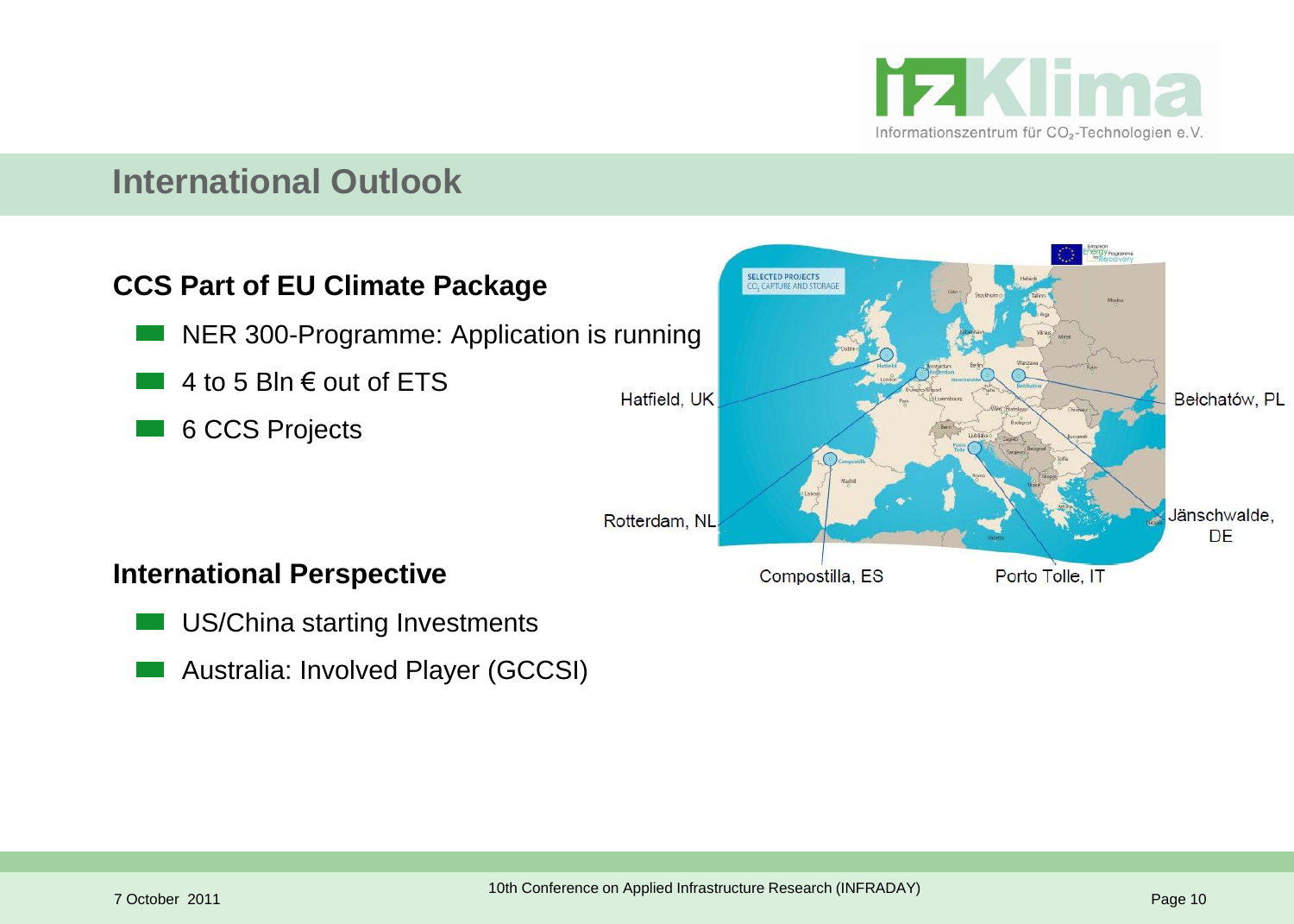## International Outlook

### CCS Part of EU Climate Package

- NER 300-Programme: Application is running
- 4 to 5 Bln € out of ETS
- 6 CCS Projects

Hatfield, UK

Rotterdam, NL

Compostilla, ES

Porto Tolle, IT

Jänschwalde, DE

Bełchatów, PL

### International Perspective

- US/China starting Investments
- Australia: Involved Player (GCCSI)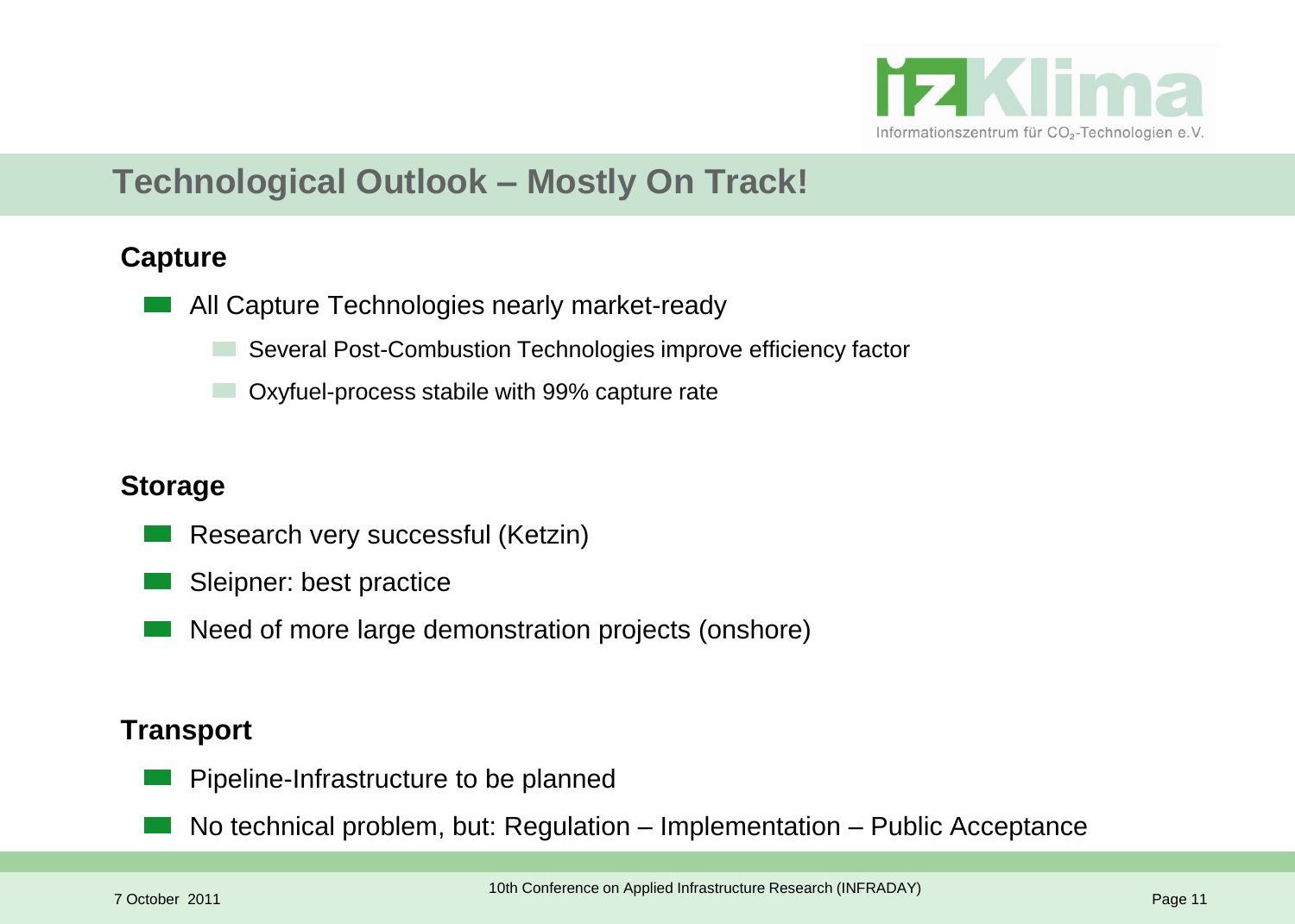# Technological Outlook – Mostly On Track!

## Capture

- All Capture Technologies nearly market-ready
  - Several Post-Combustion Technologies improve efficiency factor
  - Oxyfuel-process stabile with 99% capture rate

## Storage

- Research very successful (Ketzin)
- Sleipner: best practice
- Need of more large demonstration projects (onshore)

## Transport

- Pipeline-Infrastructure to be planned
- No technical problem, but: Regulation – Implementation – Public Acceptance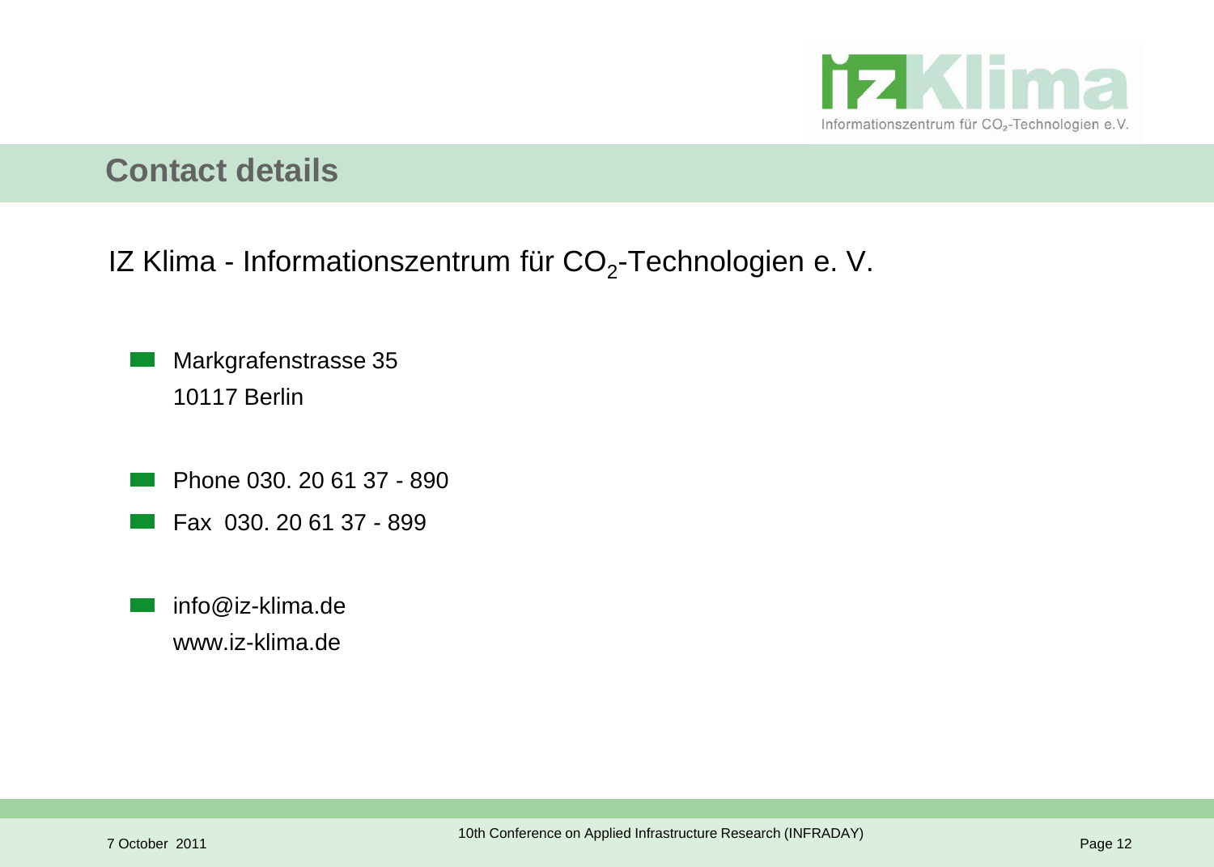## Contact details

IZ Klima - Informationszentrum für $CO_2$-Technologien e. V.

- Markgrafenstrasse 35
  10117 Berlin

- Phone 030. 20 61 37 - 890
- Fax 030. 20 61 37 - 899

- info@iz-klima.de
  www.iz-klima.de